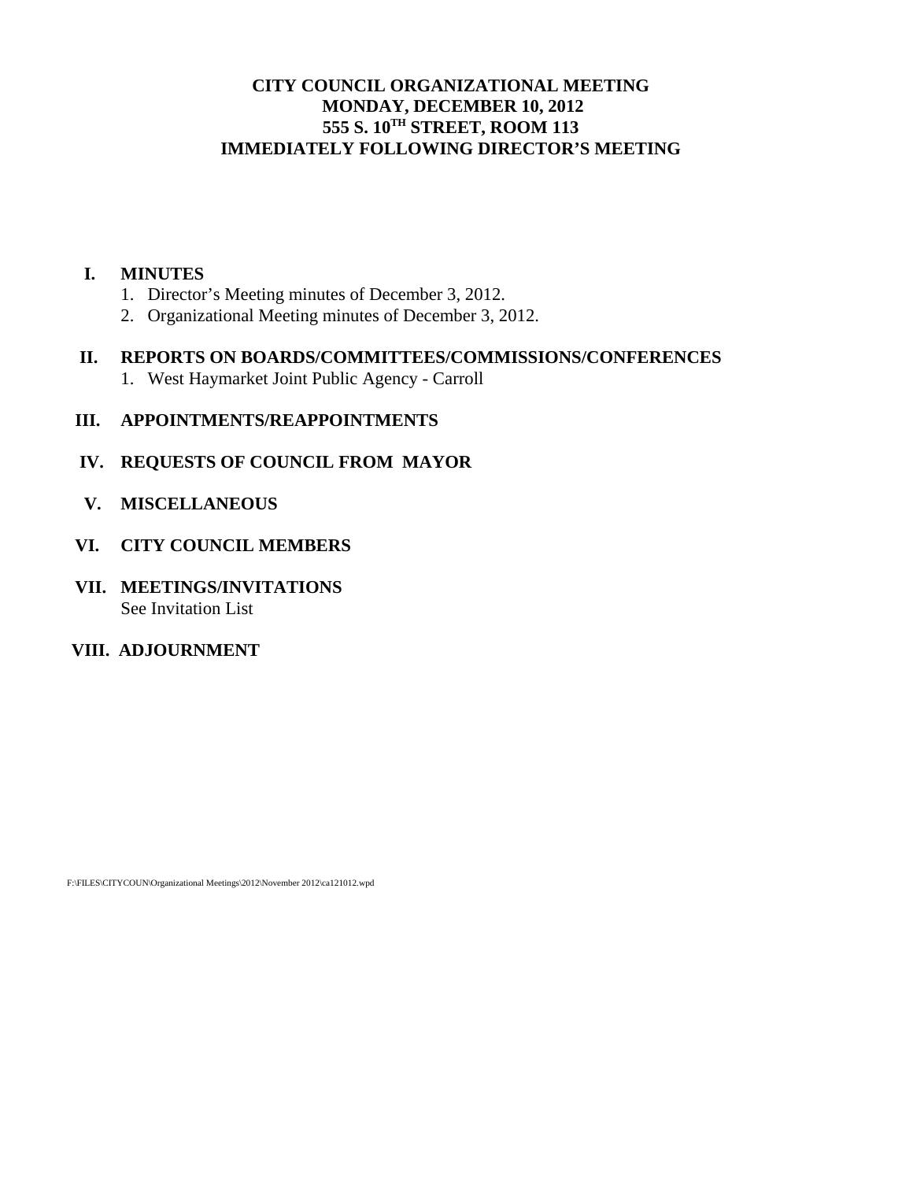# CITY COUNCIL ORGANIZATIONAL MEETING
# MONDAY, DECEMBER 10, 2012
# 555 S. 10TH STREET, ROOM 113
# IMMEDIATELY FOLLOWING DIRECTOR'S MEETING

## I. MINUTES

1. Director's Meeting minutes of December 3, 2012.
2. Organizational Meeting minutes of December 3, 2012.

## II. REPORTS ON BOARDS/COMMITTEES/COMMISSIONS/CONFERENCES

1. West Haymarket Joint Public Agency - Carroll

## III. APPOINTMENTS/REAPPOINTMENTS

## IV. REQUESTS OF COUNCIL FROM MAYOR

## V. MISCELLANEOUS

## VI. CITY COUNCIL MEMBERS

## VII. MEETINGS/INVITATIONS

See Invitation List

## VIII. ADJOURNMENT

F:\FILES\CITYCOUN\Organizational Meetings\2012\November 2012\ca121012.wpd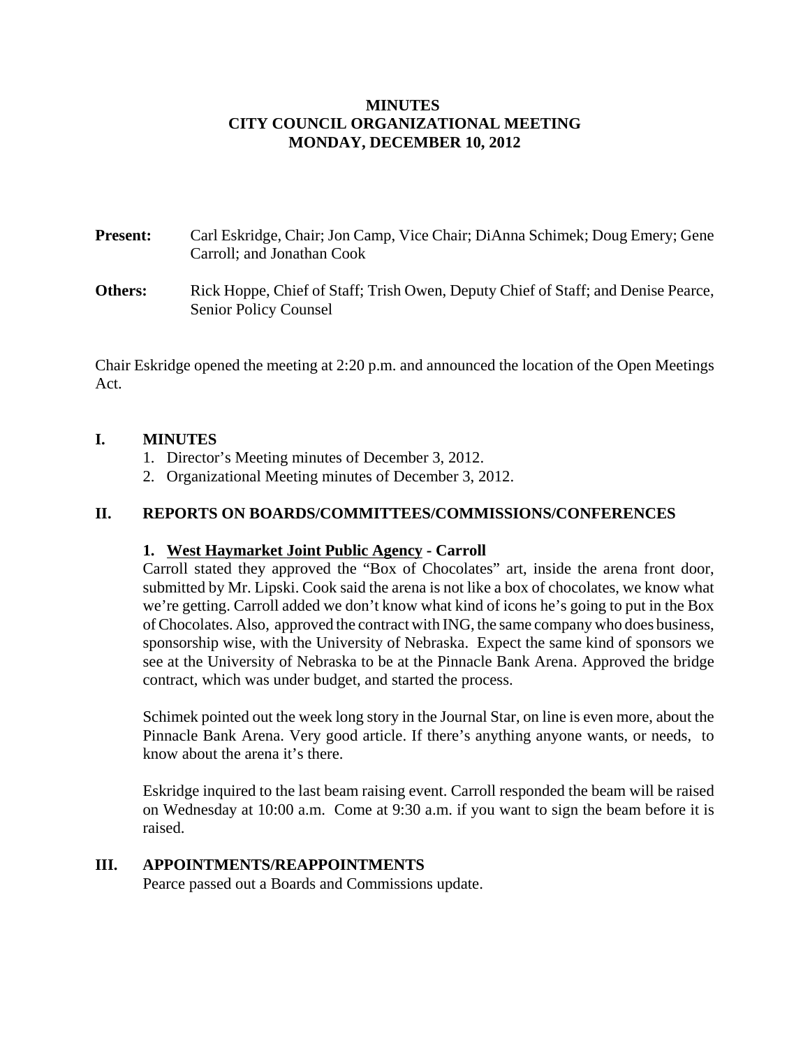# MINUTES
# CITY COUNCIL ORGANIZATIONAL MEETING
# MONDAY, DECEMBER 10, 2012

**Present:** Carl Eskridge, Chair; Jon Camp, Vice Chair; DiAnna Schimek; Doug Emery; Gene Carroll; and Jonathan Cook

**Others:** Rick Hoppe, Chief of Staff; Trish Owen, Deputy Chief of Staff; and Denise Pearce, Senior Policy Counsel

Chair Eskridge opened the meeting at 2:20 p.m. and announced the location of the Open Meetings Act.

## I. MINUTES

1. Director's Meeting minutes of December 3, 2012.
2. Organizational Meeting minutes of December 3, 2012.

## II. REPORTS ON BOARDS/COMMITTEES/COMMISSIONS/CONFERENCES

### 1. West Haymarket Joint Public Agency - Carroll

Carroll stated they approved the "Box of Chocolates" art, inside the arena front door, submitted by Mr. Lipski. Cook said the arena is not like a box of chocolates, we know what we're getting. Carroll added we don't know what kind of icons he's going to put in the Box of Chocolates. Also, approved the contract with ING, the same company who does business, sponsorship wise, with the University of Nebraska. Expect the same kind of sponsors we see at the University of Nebraska to be at the Pinnacle Bank Arena. Approved the bridge contract, which was under budget, and started the process.

Schimek pointed out the week long story in the Journal Star, on line is even more, about the Pinnacle Bank Arena. Very good article. If there's anything anyone wants, or needs, to know about the arena it's there.

Eskridge inquired to the last beam raising event. Carroll responded the beam will be raised on Wednesday at 10:00 a.m. Come at 9:30 a.m. if you want to sign the beam before it is raised.

## III. APPOINTMENTS/REAPPOINTMENTS

Pearce passed out a Boards and Commissions update.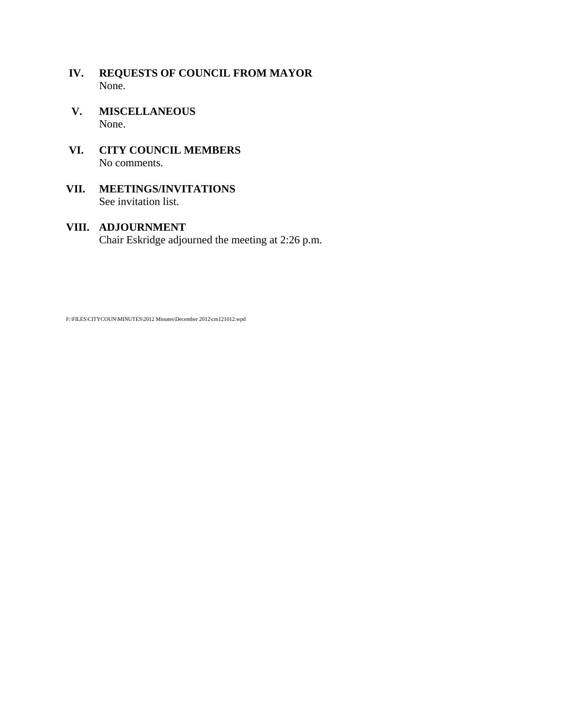**IV. REQUESTS OF COUNCIL FROM MAYOR**

None.

**V. MISCELLANEOUS**

None.

**VI. CITY COUNCIL MEMBERS**

No comments.

**VII. MEETINGS/INVITATIONS**

See invitation list.

**VIII. ADJOURNMENT**

Chair Eskridge adjourned the meeting at 2:26 p.m.

F:\FILES\CITYCOUN\MINUTES\2012 Minutes\December 2012\cm121012.wpd